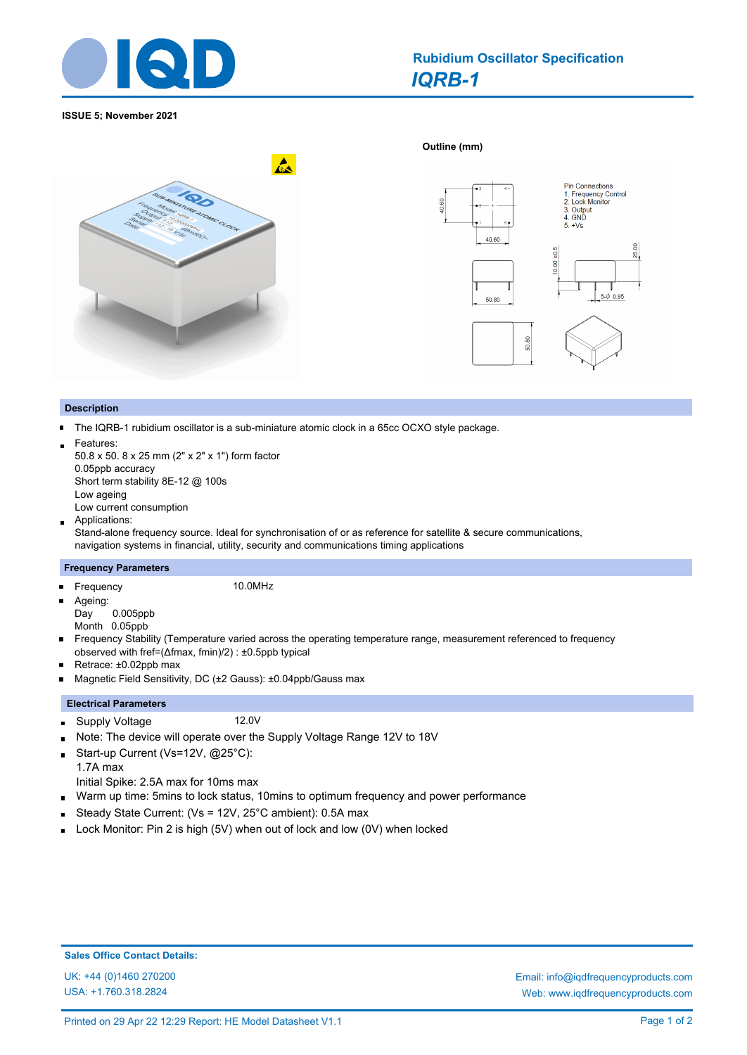# Rubidium Oscillator Specification

## *IQRB-1*

**ISSUE 5; November 2021**

**Outline (mm)**

Pin Connections
1. Frequency Control
2. Lock Monitor
3. Output
4. GND
5. +Vs

## Description

- The IQRB-1 rubidium oscillator is a sub-miniature atomic clock in a 65cc OCXO style package.
- Features:
  50.8 x 50. 8 x 25 mm (2" x 2" x 1") form factor
  0.05ppb accuracy
  Short term stability 8E-12 @ 100s
  Low ageing
  Low current consumption
- Applications:
  Stand-alone frequency source. Ideal for synchronisation of or as reference for satellite & secure communications, navigation systems in financial, utility, security and communications timing applications

## Frequency Parameters

- Frequency 10.0MHz
- Ageing:
  Day 0.005ppb
  Month 0.05ppb
- Frequency Stability (Temperature varied across the operating temperature range, measurement referenced to frequency observed with fref=(Δfmax, fmin)/2) : ±0.5ppb typical
- Retrace: ±0.02ppb max
- Magnetic Field Sensitivity, DC (±2 Gauss): ±0.04ppb/Gauss max

## Electrical Parameters

- Supply Voltage 12.0V
- Note: The device will operate over the Supply Voltage Range 12V to 18V
- Start-up Current (Vs=12V, @25°C):
  1.7A max
  Initial Spike: 2.5A max for 10ms max
- Warm up time: 5mins to lock status, 10mins to optimum frequency and power performance
- Steady State Current: (Vs = 12V, 25°C ambient): 0.5A max
- Lock Monitor: Pin 2 is high (5V) when out of lock and low (0V) when locked

**Sales Office Contact Details:**

UK: +44 (0)1460 270200
USA: +1.760.318.2824

Email: info@iqdfrequencyproducts.com
Web: www.iqdfrequencyproducts.com

Printed on 29 Apr 22 12:29 Report: HE Model Datasheet V1.1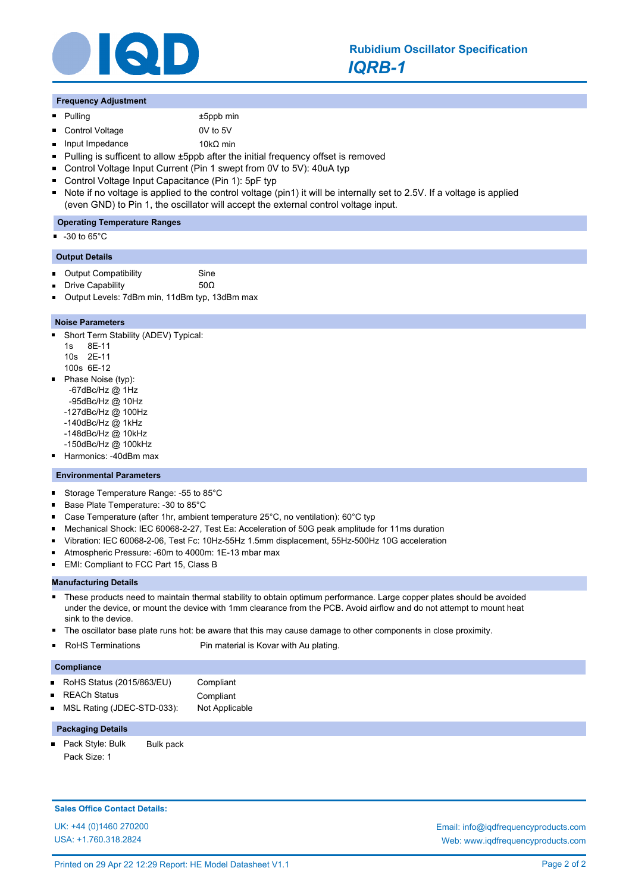# Rubidium Oscillator Specification

## *IQRB-1*

### Frequency Adjustment

- Pulling ±5ppb min
- Control Voltage 0V to 5V
- Input Impedance 10kΩ min
- Pulling is sufficent to allow ±5ppb after the initial frequency offset is removed
- Control Voltage Input Current (Pin 1 swept from 0V to 5V): 40uA typ
- Control Voltage Input Capacitance (Pin 1): 5pF typ
- Note if no voltage is applied to the control voltage (pin1) it will be internally set to 2.5V. If a voltage is applied (even GND) to Pin 1, the oscillator will accept the external control voltage input.

### Operating Temperature Ranges

- -30 to 65°C

### Output Details

- Output Compatibility Sine
- Drive Capability 50Ω
- Output Levels: 7dBm min, 11dBm typ, 13dBm max

### Noise Parameters

- Short Term Stability (ADEV) Typical:
  1s 8E-11
  10s 2E-11
  100s 6E-12
- Phase Noise (typ):
  -67dBc/Hz @ 1Hz
  -95dBc/Hz @ 10Hz
  -127dBc/Hz @ 100Hz
  -140dBc/Hz @ 1kHz
  -148dBc/Hz @ 10kHz
  -150dBc/Hz @ 100kHz
- Harmonics: -40dBm max

### Environmental Parameters

- Storage Temperature Range: -55 to 85°C
- Base Plate Temperature: -30 to 85°C
- Case Temperature (after 1hr, ambient temperature 25°C, no ventilation): 60°C typ
- Mechanical Shock: IEC 60068-2-27, Test Ea: Acceleration of 50G peak amplitude for 11ms duration
- Vibration: IEC 60068-2-06, Test Fc: 10Hz-55Hz 1.5mm displacement, 55Hz-500Hz 10G acceleration
- Atmospheric Pressure: -60m to 4000m: 1E-13 mbar max
- EMI: Compliant to FCC Part 15, Class B

### Manufacturing Details

- These products need to maintain thermal stability to obtain optimum performance. Large copper plates should be avoided under the device, or mount the device with 1mm clearance from the PCB. Avoid airflow and do not attempt to mount heat sink to the device.
- The oscillator base plate runs hot: be aware that this may cause damage to other components in close proximity.
- RoHS Terminations Pin material is Kovar with Au plating.

### Compliance

- RoHS Status (2015/863/EU) Compliant
- REACh Status Compliant
- MSL Rating (JDEC-STD-033): Not Applicable

### Packaging Details

- Pack Style: Bulk Bulk pack
  Pack Size: 1

**Sales Office Contact Details:**

UK: +44 (0)1460 270200
USA: +1.760.318.2824

Email: info@iqdfrequencyproducts.com
Web: www.iqdfrequencyproducts.com

Printed on 29 Apr 22 12:29 Report: HE Model Datasheet V1.1